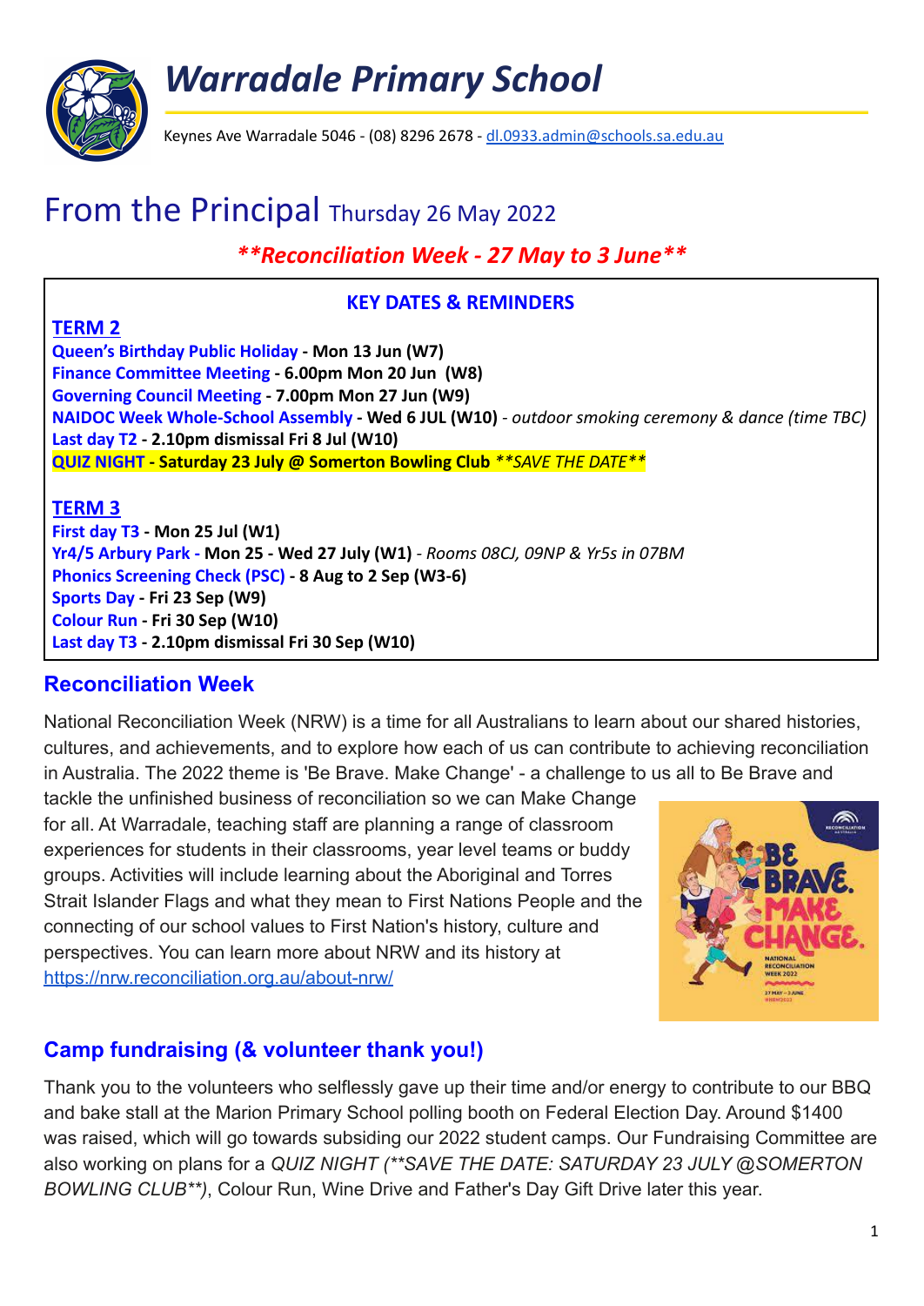# Warradale Primary School

Keynes Ave Warradale 5046 - (08) 8296 2678 - dl.0933.admin@schools.sa.edu.au

# From the Principal Thursday 26 May 2022

***\*\*Reconciliation Week - 27 May to 3 June\*\****

**KEY DATES & REMINDERS**

**TERM 2**

**Queen's Birthday Public Holiday - Mon 13 Jun (W7)**
**Finance Committee Meeting - 6.00pm Mon 20 Jun (W8)**
**Governing Council Meeting - 7.00pm Mon 27 Jun (W9)**
**NAIDOC Week Whole-School Assembly - Wed 6 JUL (W10)** - *outdoor smoking ceremony & dance (time TBC)*
**Last day T2 - 2.10pm dismissal Fri 8 Jul (W10)**
**QUIZ NIGHT - Saturday 23 July @ Somerton Bowling Club** ***\*\*SAVE THE DATE\*\****

**TERM 3**

**First day T3 - Mon 25 Jul (W1)**
**Yr4/5 Arbury Park - Mon 25 - Wed 27 July (W1)** - *Rooms 08CJ, 09NP & Yr5s in 07BM*
**Phonics Screening Check (PSC) - 8 Aug to 2 Sep (W3-6)**
**Sports Day - Fri 23 Sep (W9)**
**Colour Run - Fri 30 Sep (W10)**
**Last day T3 - 2.10pm dismissal Fri 30 Sep (W10)**

## Reconciliation Week

National Reconciliation Week (NRW) is a time for all Australians to learn about our shared histories, cultures, and achievements, and to explore how each of us can contribute to achieving reconciliation in Australia. The 2022 theme is 'Be Brave. Make Change' - a challenge to us all to Be Brave and tackle the unfinished business of reconciliation so we can Make Change for all. At Warradale, teaching staff are planning a range of classroom experiences for students in their classrooms, year level teams or buddy groups. Activities will include learning about the Aboriginal and Torres Strait Islander Flags and what they mean to First Nations People and the connecting of our school values to First Nation's history, culture and perspectives. You can learn more about NRW and its history at https://nrw.reconciliation.org.au/about-nrw/

## Camp fundraising (& volunteer thank you!)

Thank you to the volunteers who selflessly gave up their time and/or energy to contribute to our BBQ and bake stall at the Marion Primary School polling booth on Federal Election Day. Around $1400 was raised, which will go towards subsiding our 2022 student camps. Our Fundraising Committee are also working on plans for a *QUIZ NIGHT (\*\*SAVE THE DATE: SATURDAY 23 JULY @SOMERTON BOWLING CLUB\*\*)*, Colour Run, Wine Drive and Father's Day Gift Drive later this year.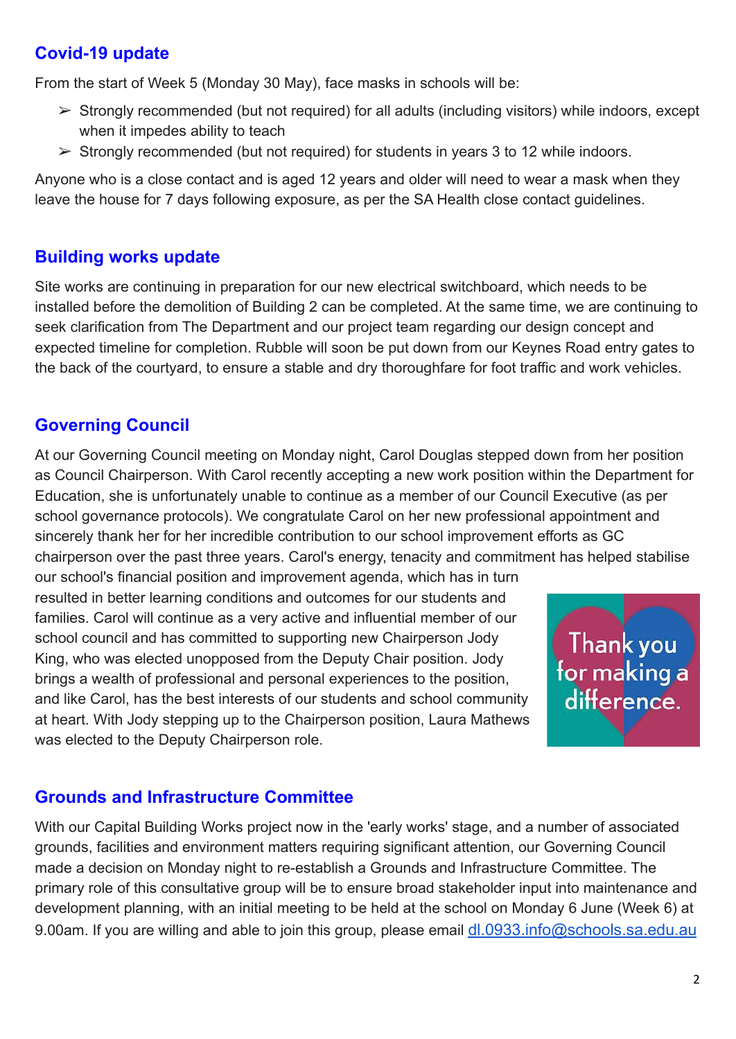## Covid-19 update

From the start of Week 5 (Monday 30 May), face masks in schools will be:

- Strongly recommended (but not required) for all adults (including visitors) while indoors, except when it impedes ability to teach
- Strongly recommended (but not required) for students in years 3 to 12 while indoors.

Anyone who is a close contact and is aged 12 years and older will need to wear a mask when they leave the house for 7 days following exposure, as per the SA Health close contact guidelines.

## Building works update

Site works are continuing in preparation for our new electrical switchboard, which needs to be installed before the demolition of Building 2 can be completed. At the same time, we are continuing to seek clarification from The Department and our project team regarding our design concept and expected timeline for completion. Rubble will soon be put down from our Keynes Road entry gates to the back of the courtyard, to ensure a stable and dry thoroughfare for foot traffic and work vehicles.

## Governing Council

At our Governing Council meeting on Monday night, Carol Douglas stepped down from her position as Council Chairperson. With Carol recently accepting a new work position within the Department for Education, she is unfortunately unable to continue as a member of our Council Executive (as per school governance protocols). We congratulate Carol on her new professional appointment and sincerely thank her for her incredible contribution to our school improvement efforts as GC chairperson over the past three years. Carol's energy, tenacity and commitment has helped stabilise our school's financial position and improvement agenda, which has in turn resulted in better learning conditions and outcomes for our students and families. Carol will continue as a very active and influential member of our school council and has committed to supporting new Chairperson Jody King, who was elected unopposed from the Deputy Chair position. Jody brings a wealth of professional and personal experiences to the position, and like Carol, has the best interests of our students and school community at heart. With Jody stepping up to the Chairperson position, Laura Mathews was elected to the Deputy Chairperson role.

Thank you for making a difference.

## Grounds and Infrastructure Committee

With our Capital Building Works project now in the 'early works' stage, and a number of associated grounds, facilities and environment matters requiring significant attention, our Governing Council made a decision on Monday night to re-establish a Grounds and Infrastructure Committee. The primary role of this consultative group will be to ensure broad stakeholder input into maintenance and development planning, with an initial meeting to be held at the school on Monday 6 June (Week 6) at 9.00am. If you are willing and able to join this group, please email dl.0933.info@schools.sa.edu.au